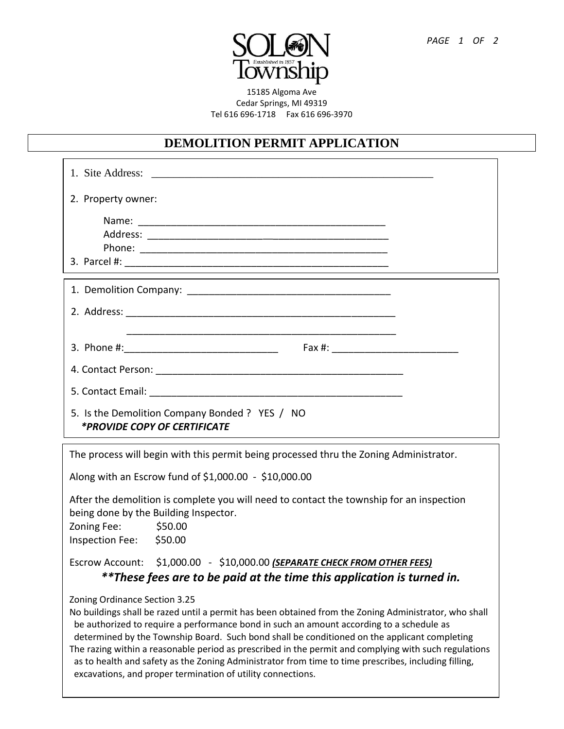SOLON Township

Established in 1857

15185 Algoma Ave
Cedar Springs, MI 49319
Tel 616 696-1718 Fax 616 696-3970

# DEMOLITION PERMIT APPLICATION

1. Site Address: _____________________________________________________

2. Property owner:

   Name: _____________________________________________
   Address: ___________________________________________
   Phone: _____________________________________________

3. Parcel #: __________________________________________________

1. Demolition Company: ______________________________________

2. Address: ___________________________________________________

   ___________________________________________________

3. Phone #:____________________________ Fax #: _______________________

4. Contact Person: ______________________________________________

5. Contact Email: ______________________________________________

5. Is the Demolition Company Bonded ? YES / NO
   ***PROVIDE COPY OF CERTIFICATE***

The process will begin with this permit being processed thru the Zoning Administrator.

Along with an Escrow fund of $1,000.00 - $10,000.00

After the demolition is complete you will need to contact the township for an inspection being done by the Building Inspector.

Zoning Fee: $50.00
Inspection Fee: $50.00

Escrow Account: $1,000.00 - $10,000.00 ***(SEPARATE CHECK FROM OTHER FEES)***

***These fees are to be paid at the time this application is turned in.***

Zoning Ordinance Section 3.25
No buildings shall be razed until a permit has been obtained from the Zoning Administrator, who shall be authorized to require a performance bond in such an amount according to a schedule as determined by the Township Board. Such bond shall be conditioned on the applicant completing The razing within a reasonable period as prescribed in the permit and complying with such regulations as to health and safety as the Zoning Administrator from time to time prescribes, including filling, excavations, and proper termination of utility connections.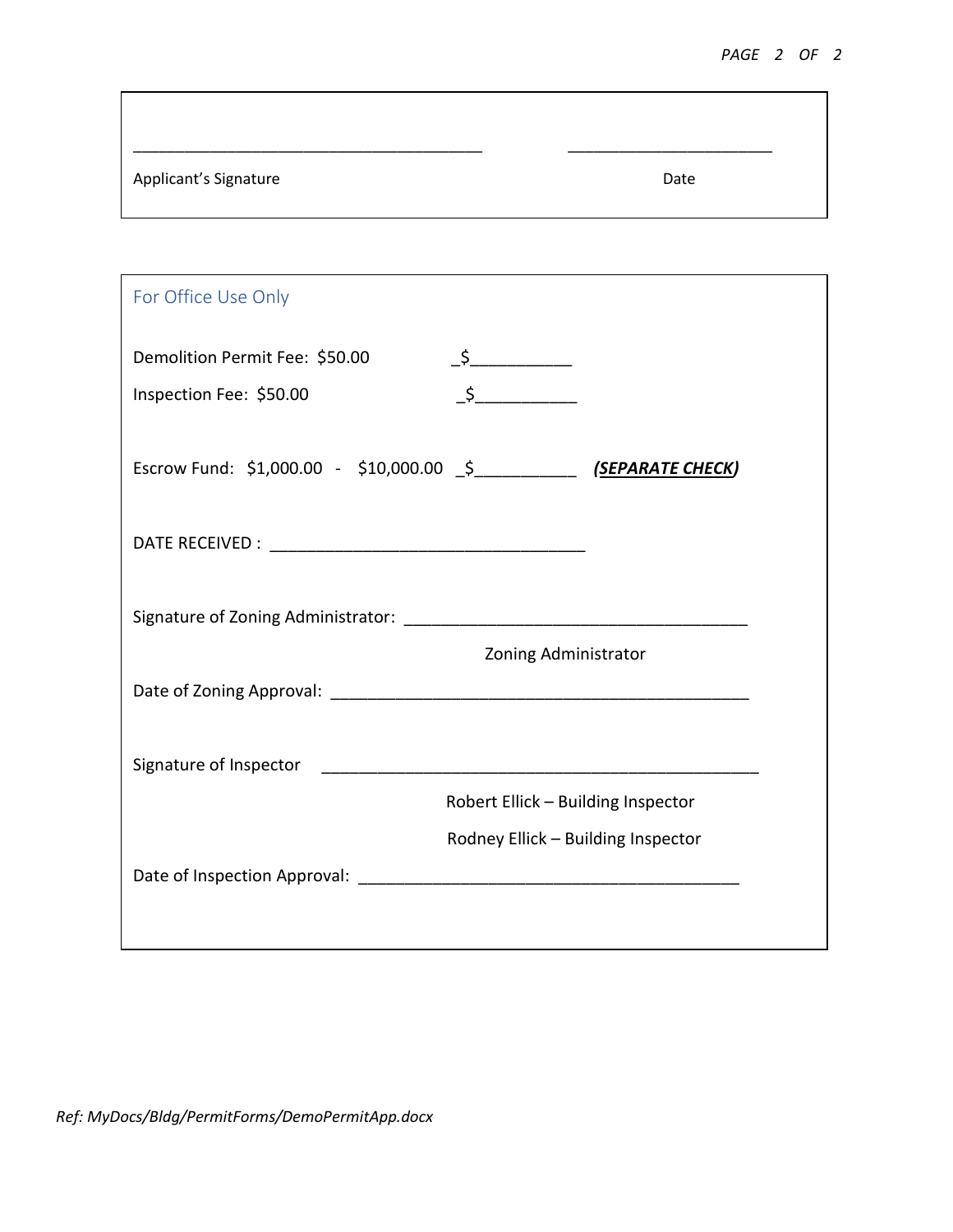\_\_\_\_\_\_\_\_\_\_\_\_\_\_\_\_\_\_\_\_\_\_\_\_\_\_\_\_\_\_\_\_\_\_\_\_\_\_\_\_ \_\_\_\_\_\_\_\_\_\_\_\_\_\_\_\_\_\_\_\_\_\_\_

Applicant's Signature Date

## For Office Use Only

Demolition Permit Fee: $50.00 _$___________

Inspection Fee: $50.00 _$___________

Escrow Fund: $1,000.00 - $10,000.00 _$___________ ***(SEPARATE CHECK)***

DATE RECEIVED : __________________________________

Signature of Zoning Administrator: _____________________________________

Zoning Administrator

Date of Zoning Approval: ______________________________________________

Signature of Inspector ________________________________________________

Robert Ellick – Building Inspector

Rodney Ellick – Building Inspector

Date of Inspection Approval: __________________________________________

*Ref: MyDocs/Bldg/PermitForms/DemoPermitApp.docx*